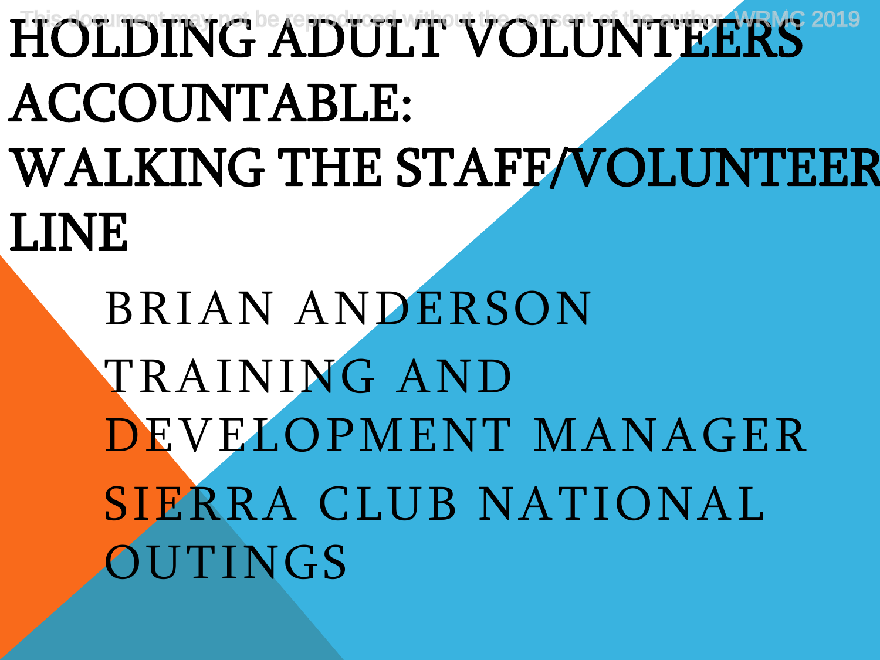This document may not be reproduced without the consent of the author. WRMC 2019

# HOLDING ADULT VOLUNTEERS ACCOUNTABLE: WALKING THE STAFF/VOLUNTEER LINE

BRIAN ANDERSON

TRAINING AND DEVELOPMENT MANAGER

SIERRA CLUB NATIONAL OUTINGS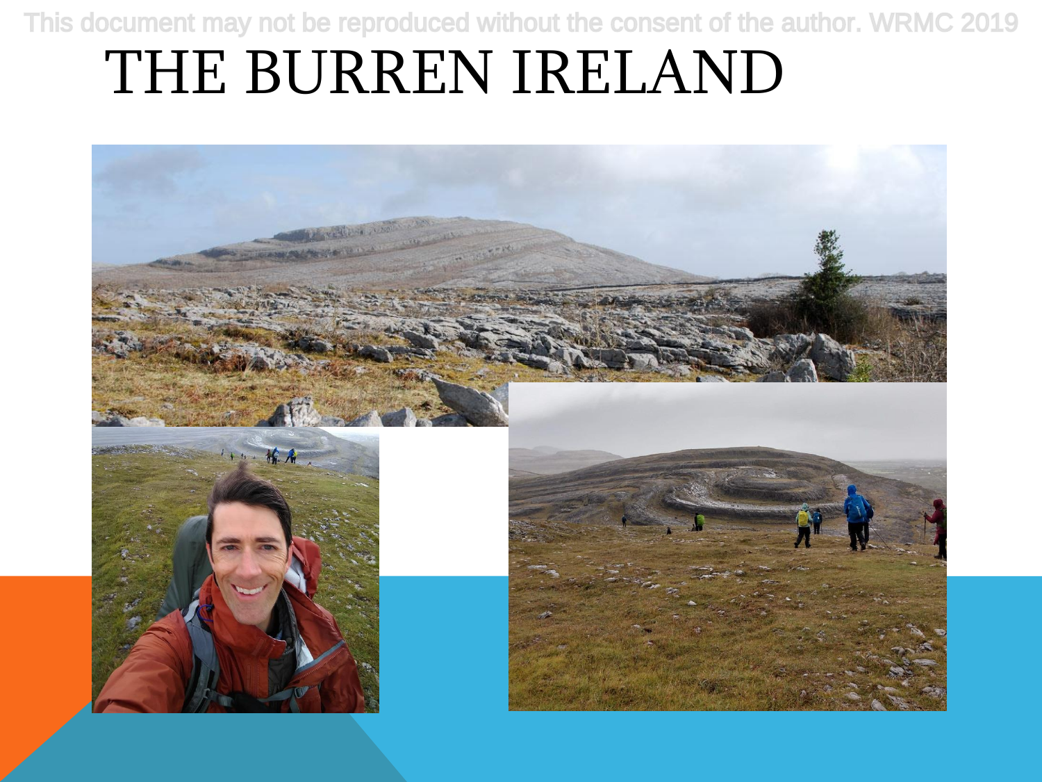This document may not be reproduced without the consent of the author. WRMC 2019

# THE BURREN IRELAND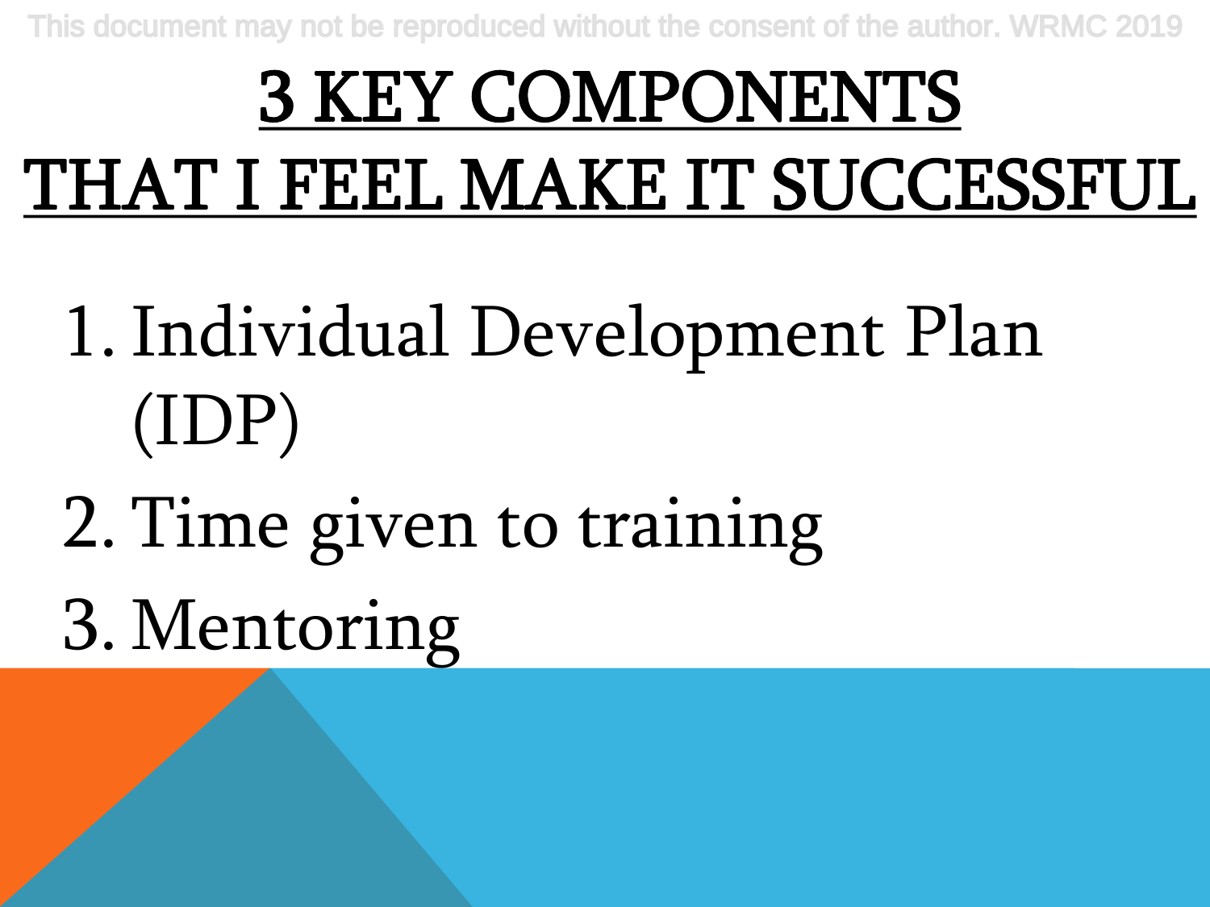# 3 KEY COMPONENTS THAT I FEEL MAKE IT SUCCESSFUL

1. Individual Development Plan (IDP)
2. Time given to training
3. Mentoring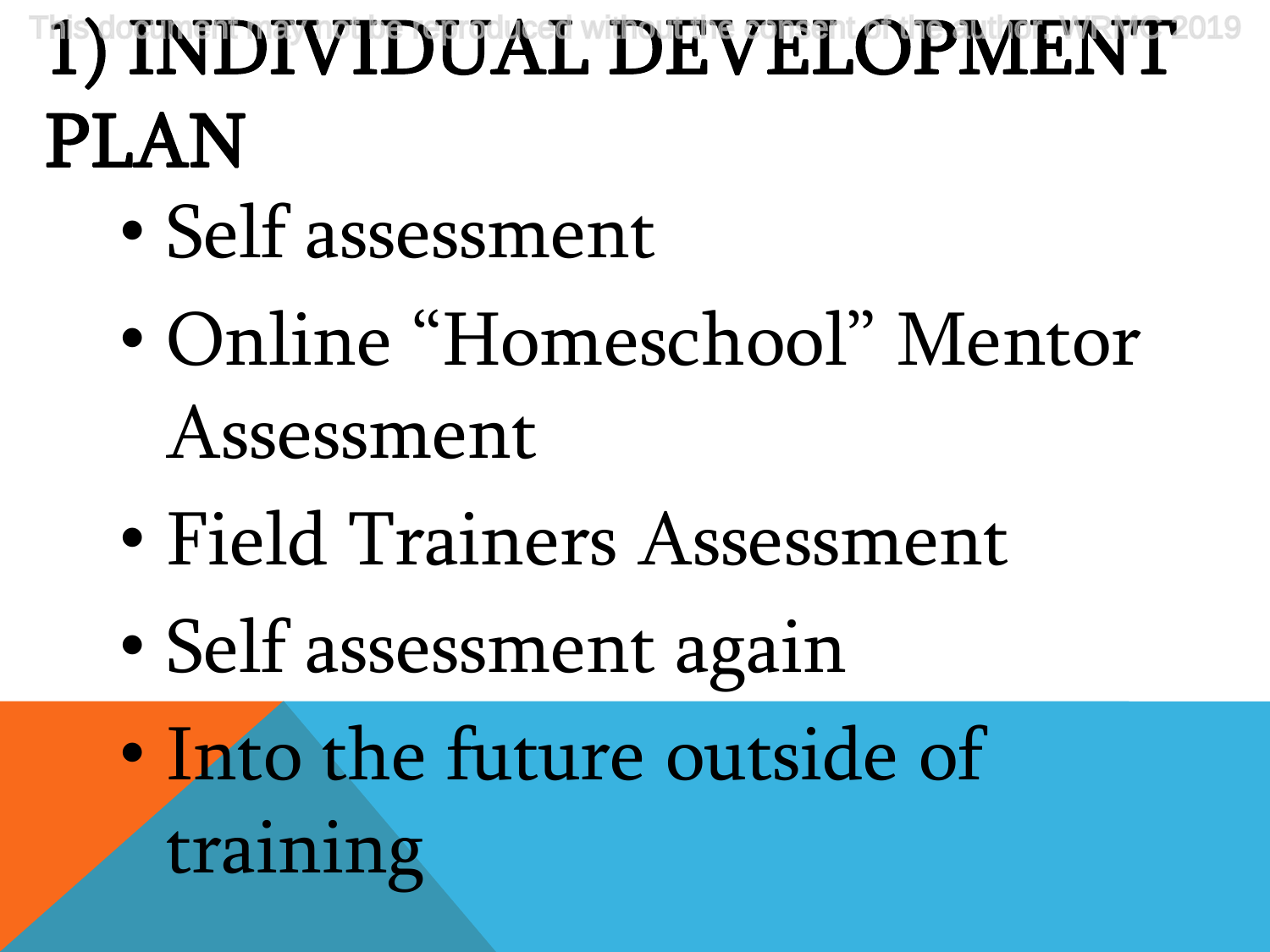# 1) INDIVIDUAL DEVELOPMENT PLAN

- Self assessment
- Online “Homeschool” Mentor Assessment
- Field Trainers Assessment
- Self assessment again
- Into the future outside of training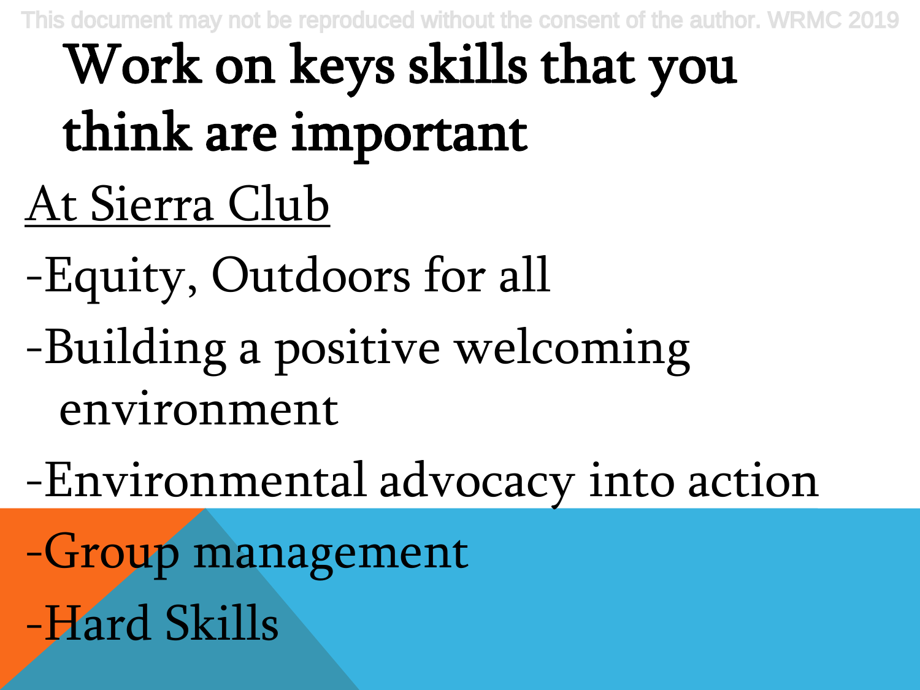# Work on keys skills that you think are important

At Sierra Club

- -Equity, Outdoors for all
- -Building a positive welcoming environment
- -Environmental advocacy into action
- -Group management
- -Hard Skills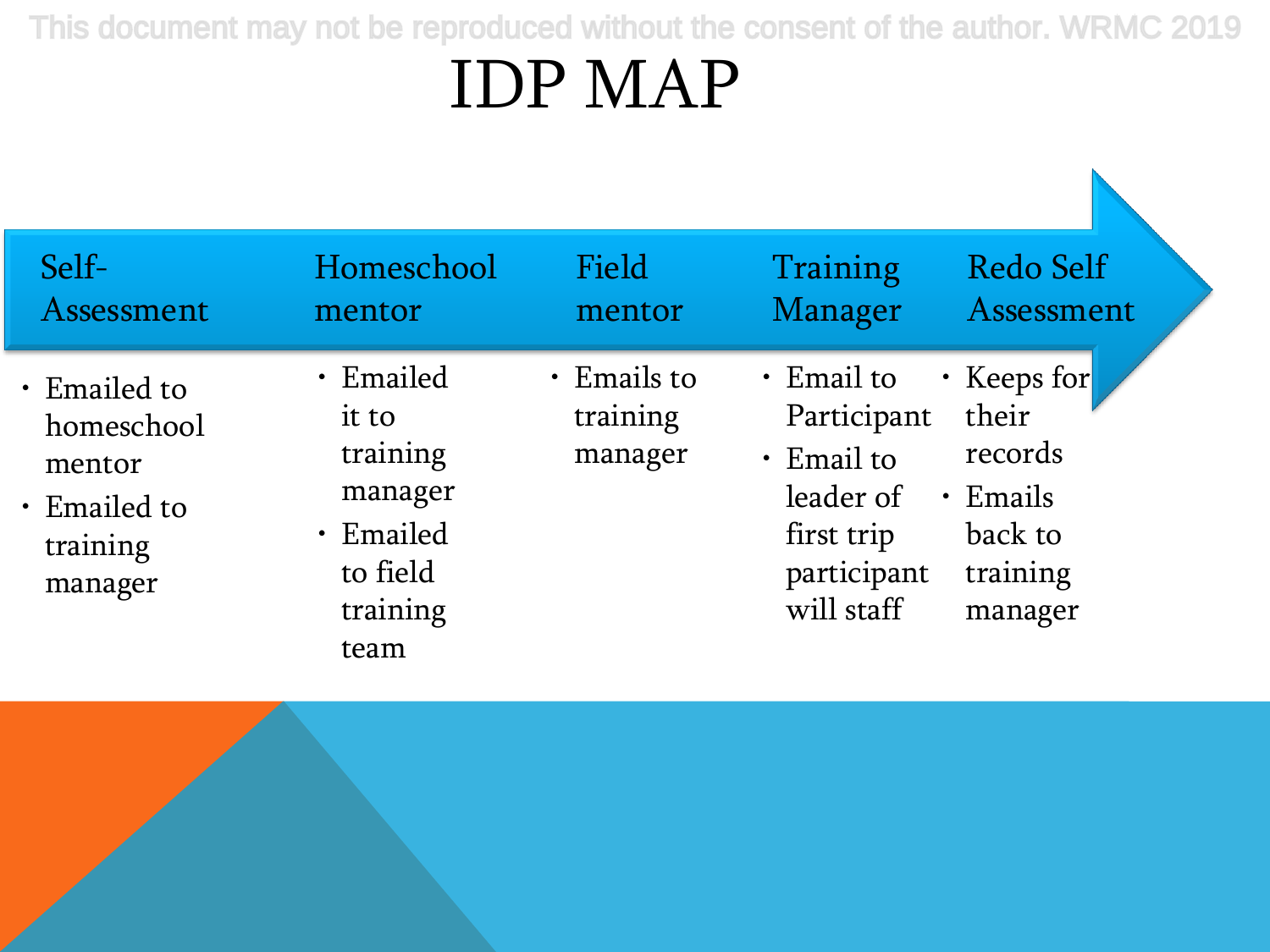# IDP MAP

## Self-Assessment

- Emailed to homeschool mentor
- Emailed to training manager

## Homeschool mentor

- Emailed it to training manager
- Emailed to field training team

## Field mentor

- Emails to training manager

## Training Manager

- Email to Participant
- Email to leader of first trip participant will staff

## Redo Self Assessment

- Keeps for their records
- Emails back to training manager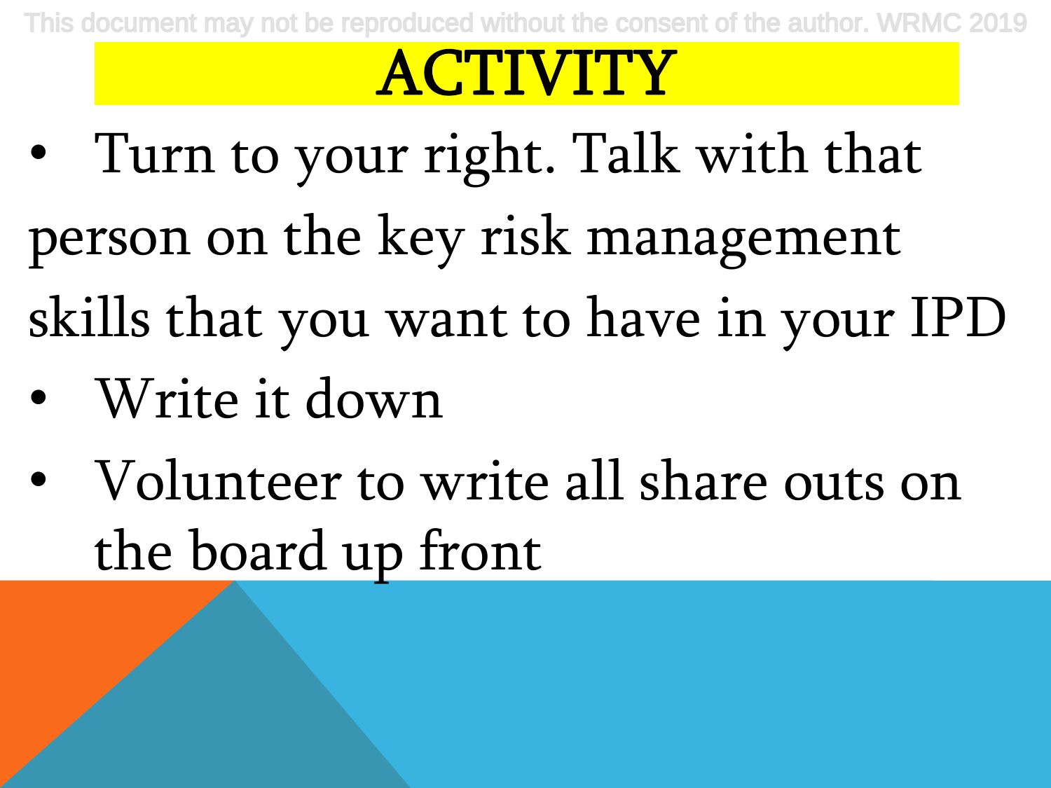# ACTIVITY

- Turn to your right. Talk with that person on the key risk management skills that you want to have in your IPD
- Write it down
- Volunteer to write all share outs on the board up front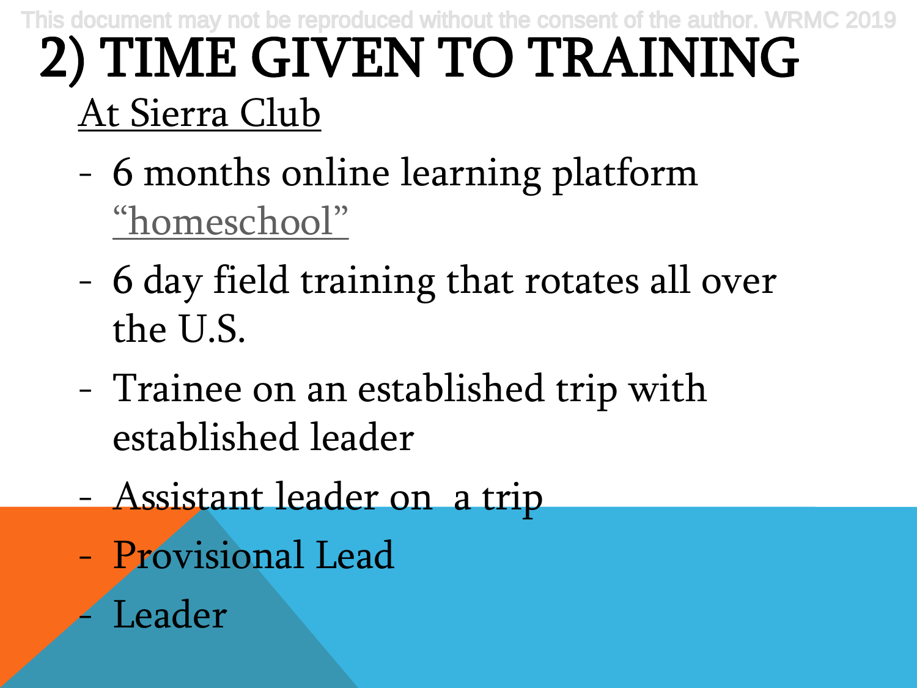# 2) TIME GIVEN TO TRAINING

At Sierra Club

- 6 months online learning platform "homeschool"
- 6 day field training that rotates all over the U.S.
- Trainee on an established trip with established leader
- Assistant leader on a trip
- Provisional Lead
- Leader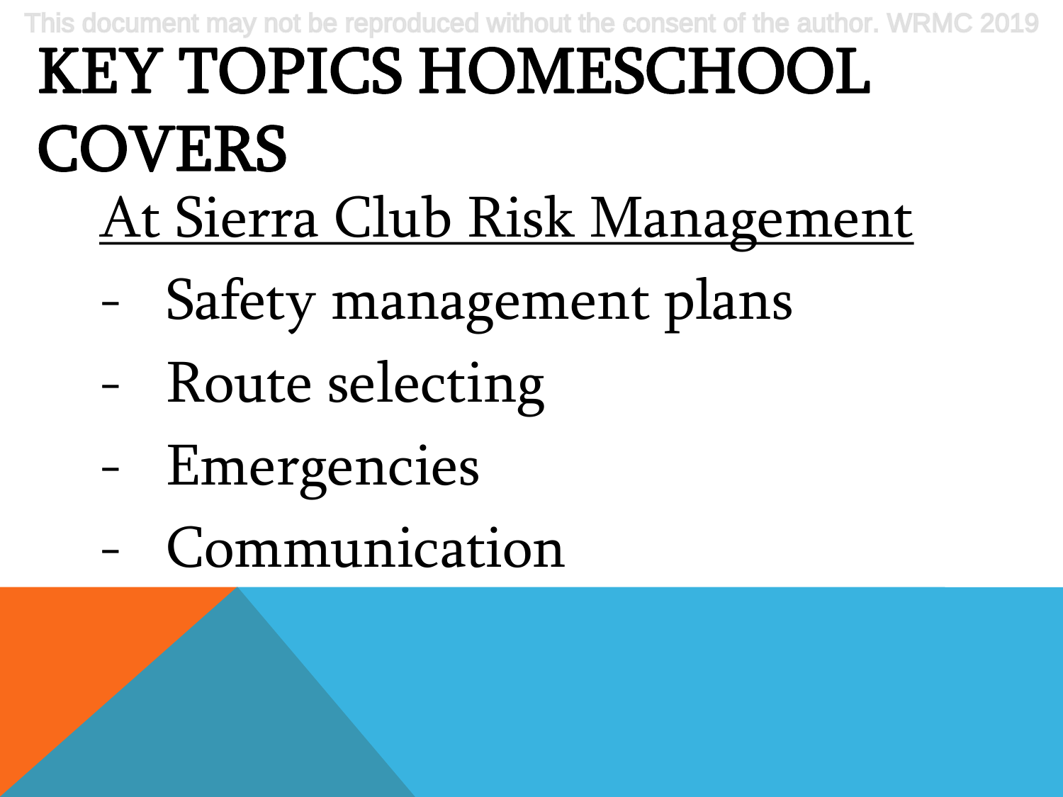# KEY TOPICS HOMESCHOOL COVERS

At Sierra Club Risk Management

- Safety management plans
- Route selecting
- Emergencies
- Communication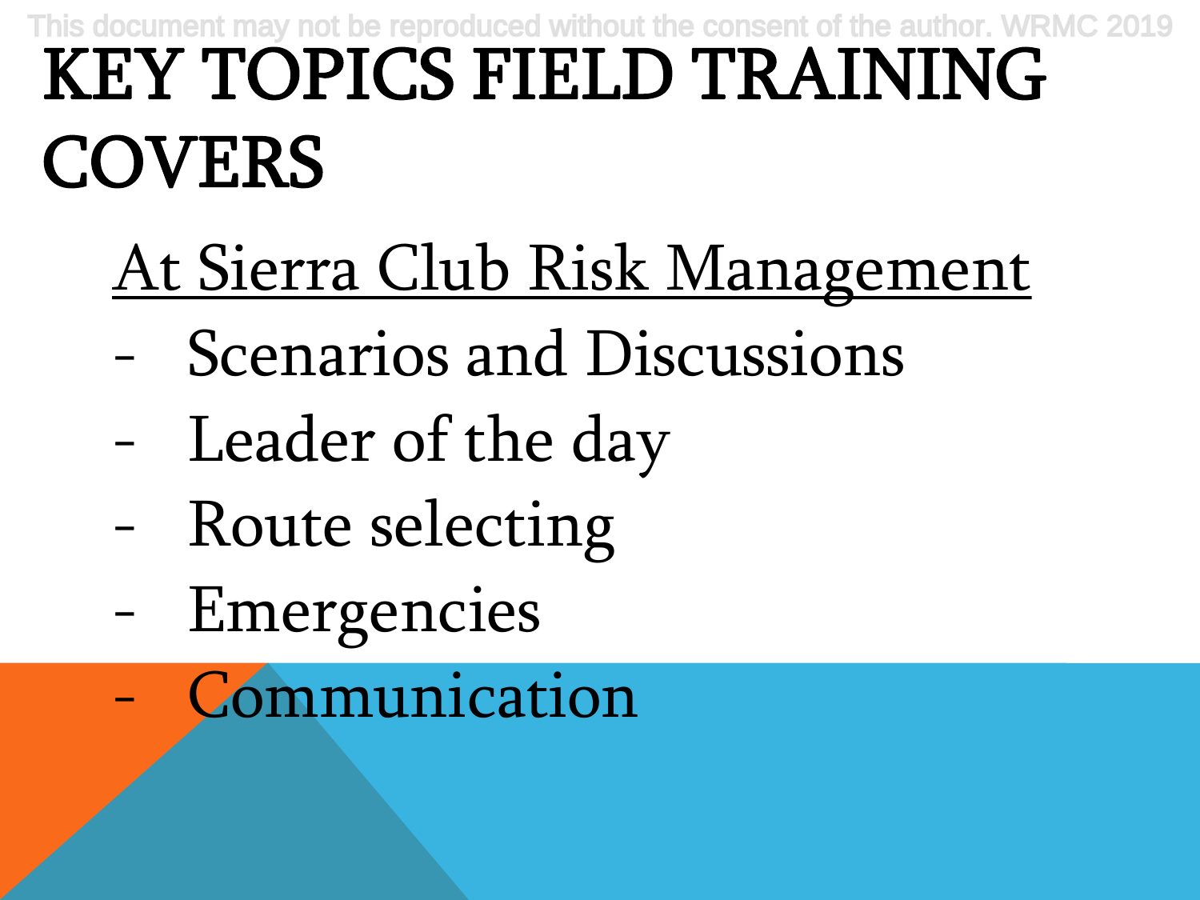# KEY TOPICS FIELD TRAINING COVERS

<u>At Sierra Club Risk Management</u>

- Scenarios and Discussions
- Leader of the day
- Route selecting
- Emergencies
- Communication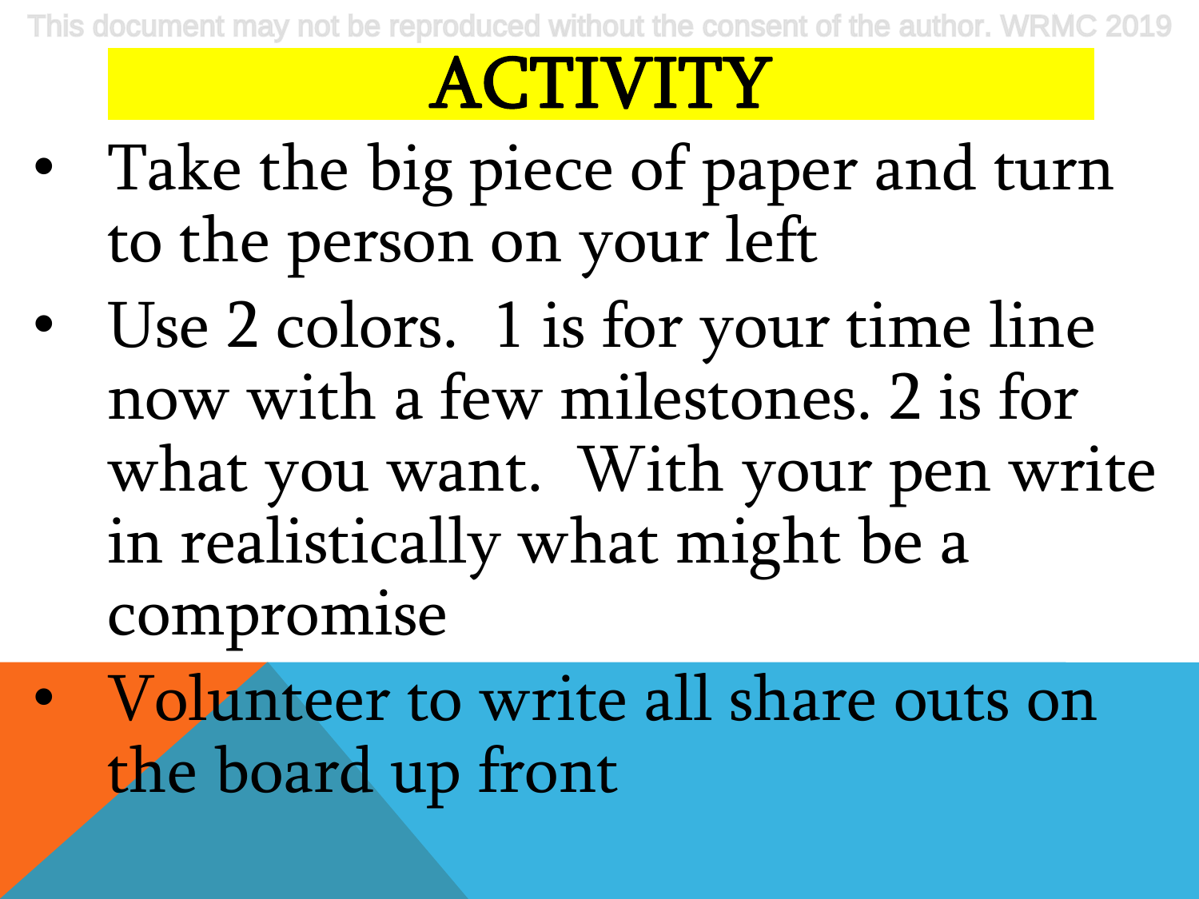# ACTIVITY

- Take the big piece of paper and turn to the person on your left
- Use 2 colors. 1 is for your time line now with a few milestones. 2 is for what you want. With your pen write in realistically what might be a compromise
- Volunteer to write all share outs on the board up front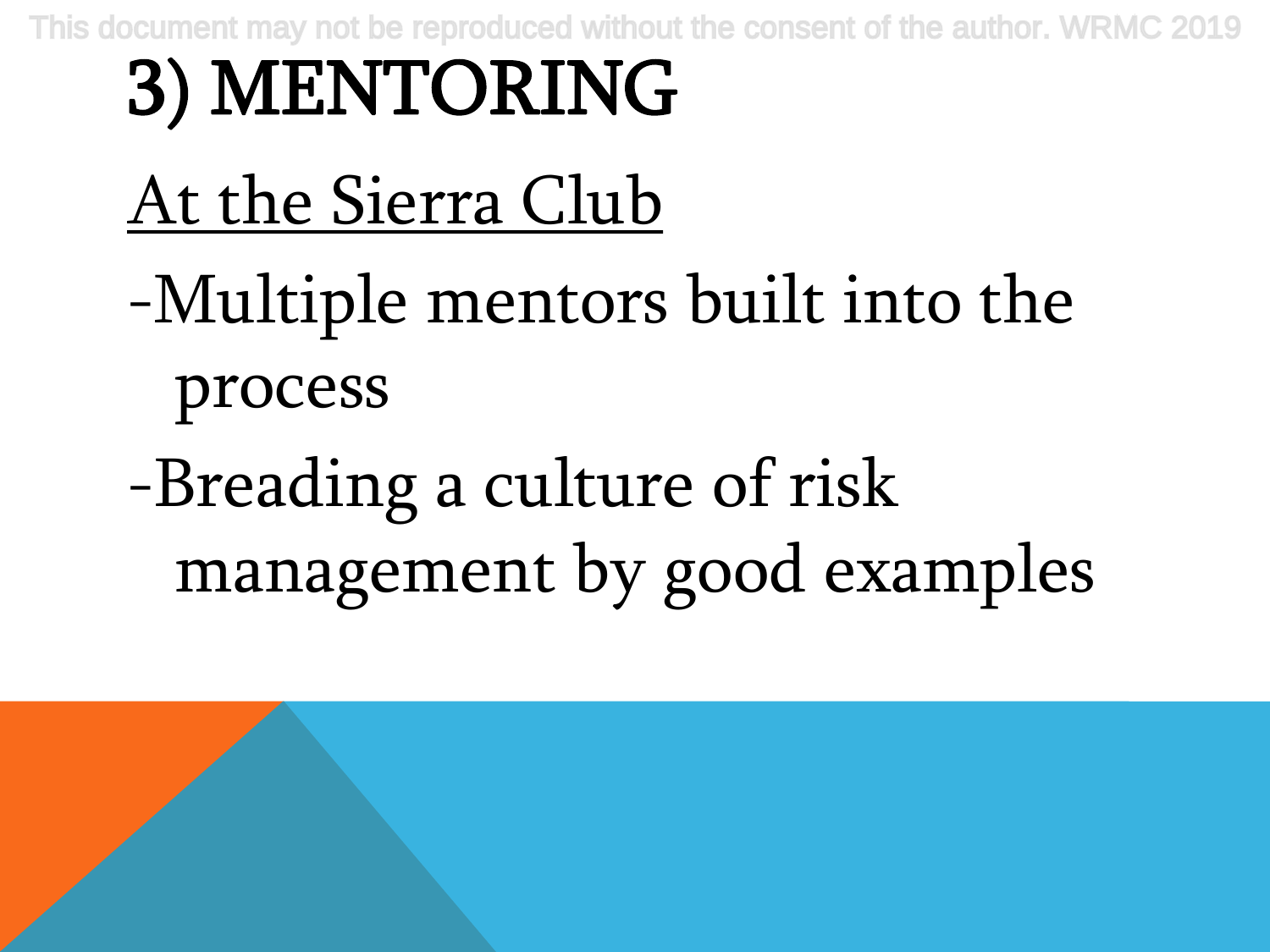# 3) MENTORING

At the Sierra Club

- Multiple mentors built into the process
- Breading a culture of risk management by good examples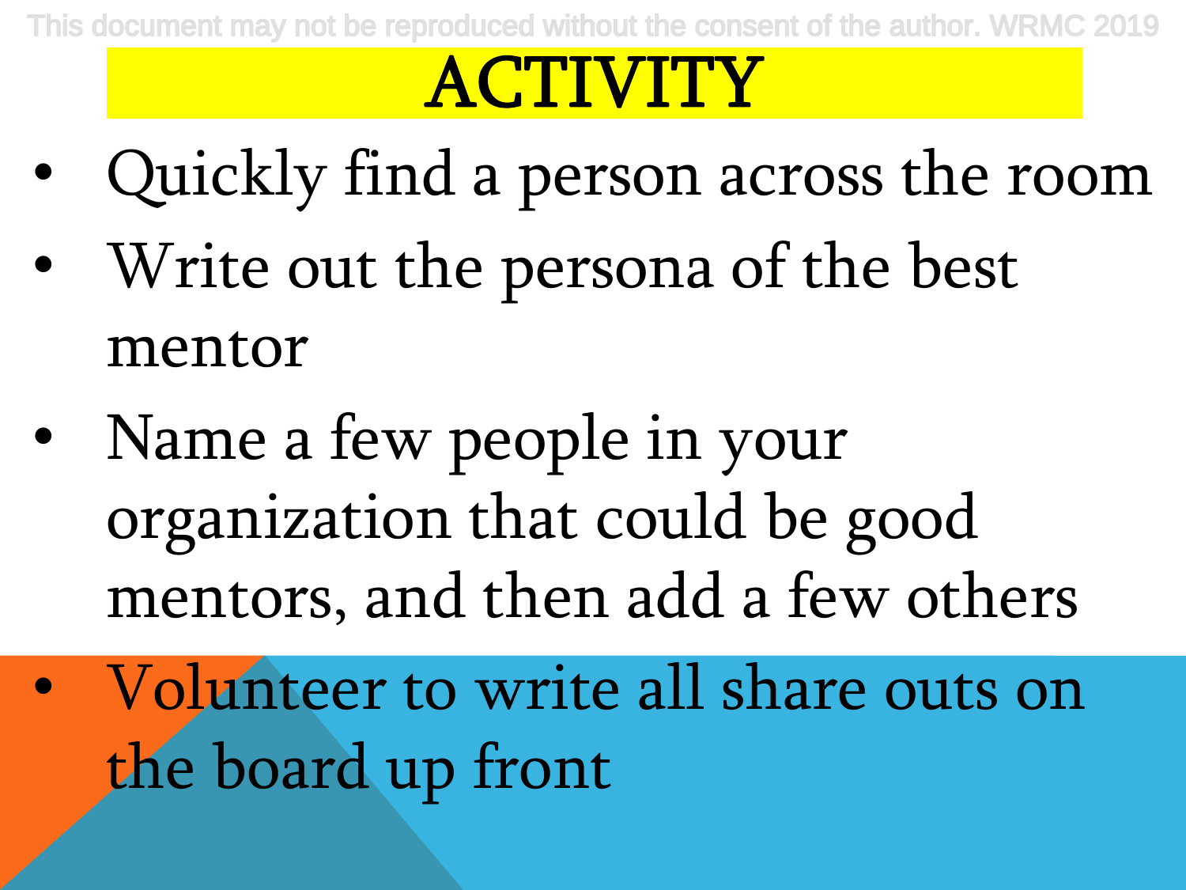# ACTIVITY

- Quickly find a person across the room
- Write out the persona of the best mentor
- Name a few people in your organization that could be good mentors, and then add a few others
- Volunteer to write all share outs on the board up front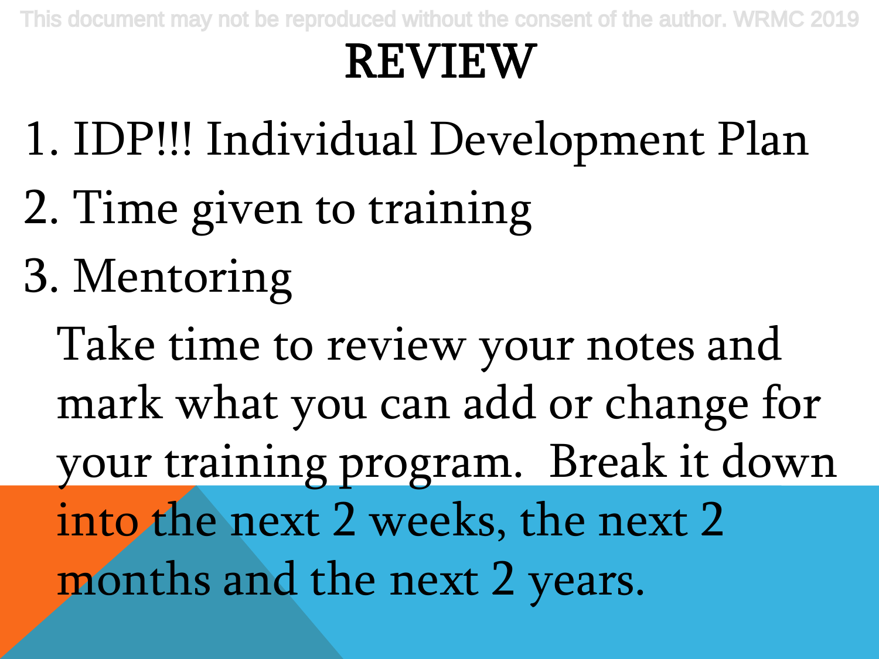# REVIEW

1. IDP!!! Individual Development Plan
2. Time given to training
3. Mentoring

Take time to review your notes and mark what you can add or change for your training program. Break it down into the next 2 weeks, the next 2 months and the next 2 years.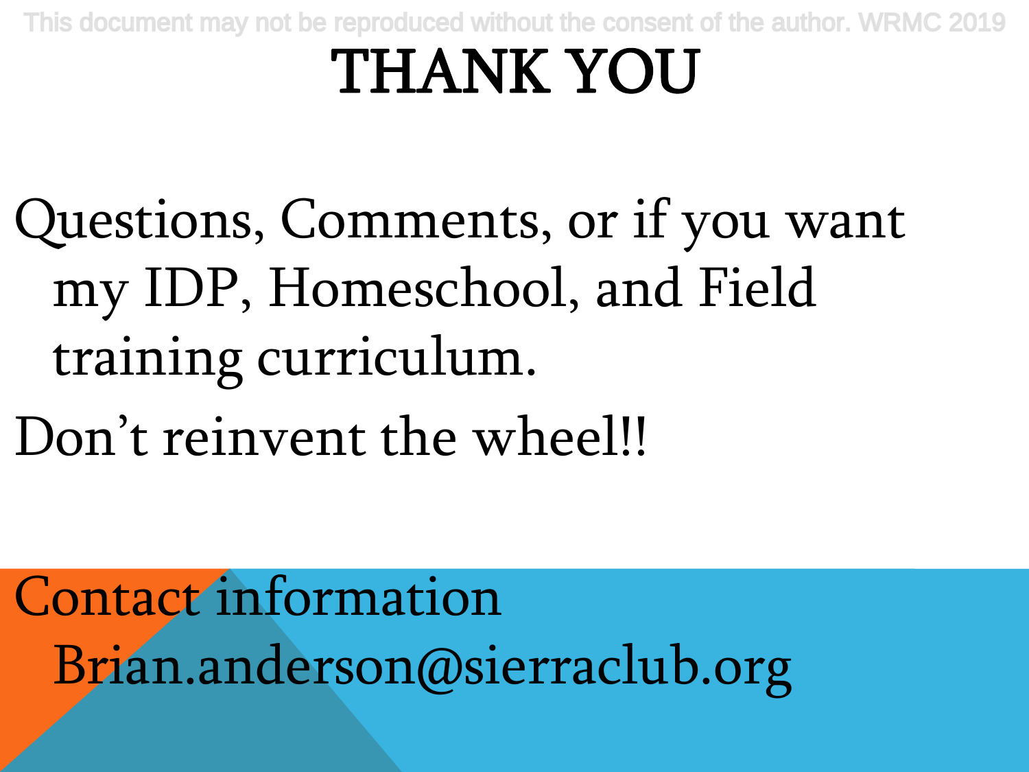# THANK YOU

Questions, Comments, or if you want my IDP, Homeschool, and Field training curriculum.

Don't reinvent the wheel!!

Contact information
Brian.anderson@sierraclub.org